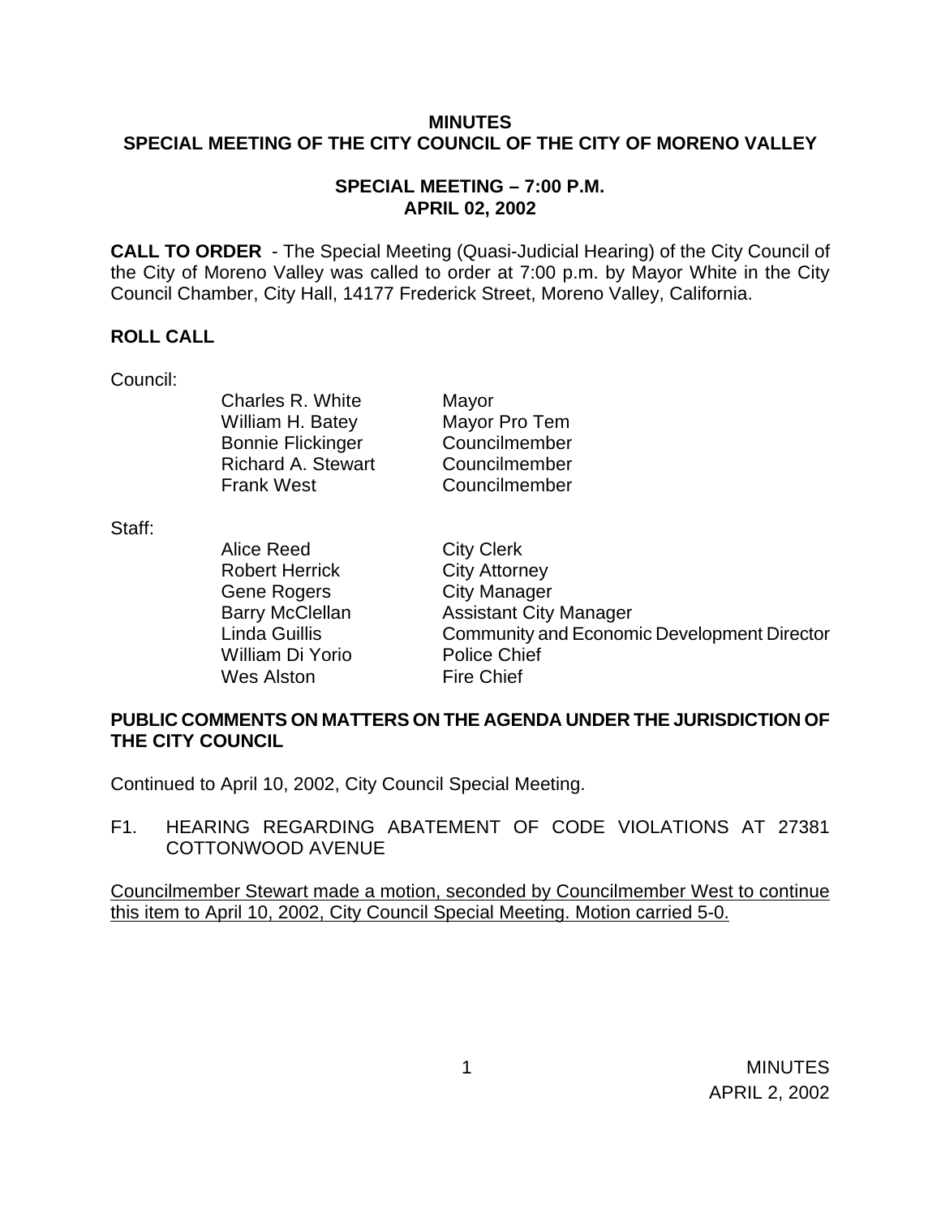**MINUTES**
**SPECIAL MEETING OF THE CITY COUNCIL OF THE CITY OF MORENO VALLEY**

**SPECIAL MEETING – 7:00 P.M.**
**APRIL 02, 2002**

**CALL TO ORDER** - The Special Meeting (Quasi-Judicial Hearing) of the City Council of the City of Moreno Valley was called to order at 7:00 p.m. by Mayor White in the City Council Chamber, City Hall, 14177 Frederick Street, Moreno Valley, California.

**ROLL CALL**

Council:

| | |
|---|---|
| Charles R. White | Mayor |
| William H. Batey | Mayor Pro Tem |
| Bonnie Flickinger | Councilmember |
| Richard A. Stewart | Councilmember |
| Frank West | Councilmember |

Staff:

| | |
|---|---|
| Alice Reed | City Clerk |
| Robert Herrick | City Attorney |
| Gene Rogers | City Manager |
| Barry McClellan | Assistant City Manager |
| Linda Guillis | Community and Economic Development Director |
| William Di Yorio | Police Chief |
| Wes Alston | Fire Chief |

**PUBLIC COMMENTS ON MATTERS ON THE AGENDA UNDER THE JURISDICTION OF THE CITY COUNCIL**

Continued to April 10, 2002, City Council Special Meeting.

F1. HEARING REGARDING ABATEMENT OF CODE VIOLATIONS AT 27381 COTTONWOOD AVENUE

<u>Councilmember Stewart made a motion, seconded by Councilmember West to continue this item to April 10, 2002, City Council Special Meeting. Motion carried 5-0.</u>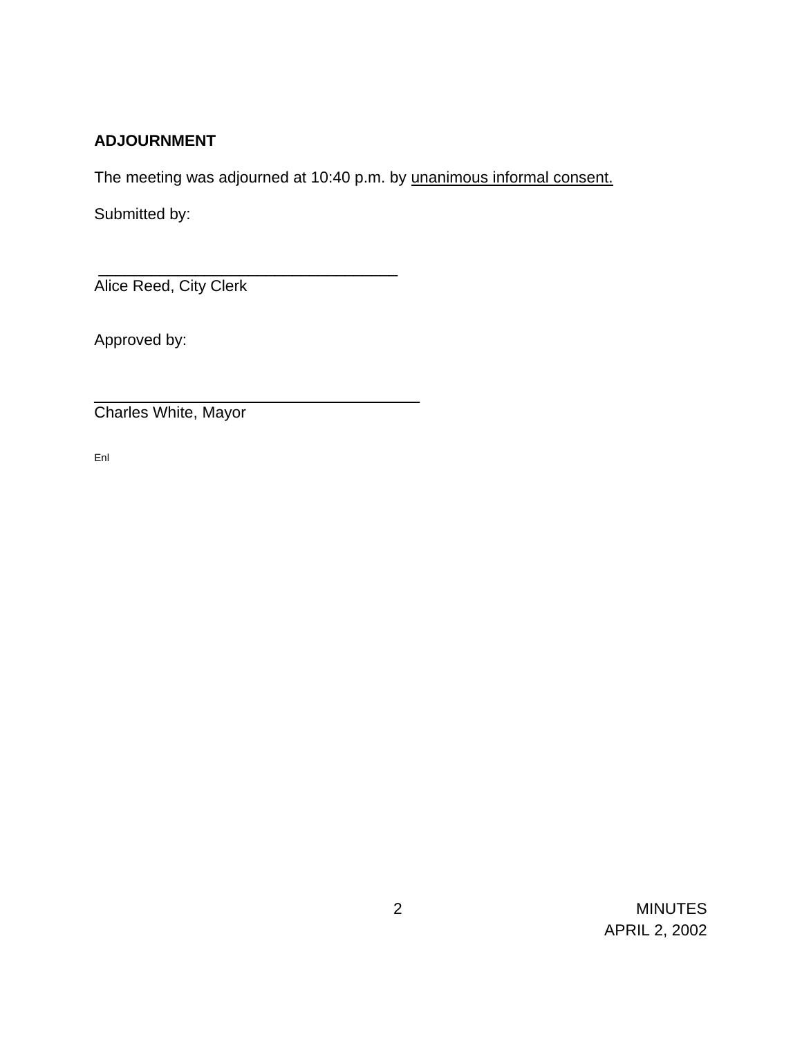**ADJOURNMENT**

The meeting was adjourned at 10:40 p.m. by unanimous informal consent.

Submitted by:

___________________________________
Alice Reed, City Clerk

Approved by:

___________________________________
Charles White, Mayor

Enl